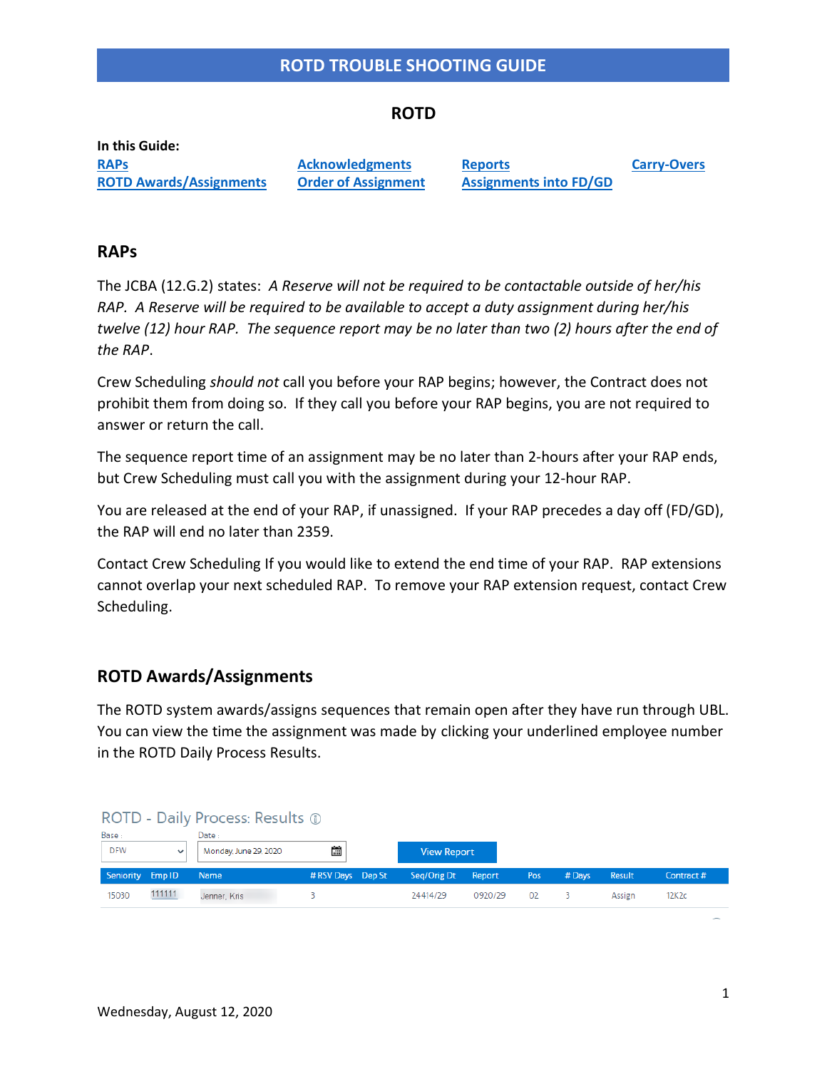# ROTD TROUBLE SHOOTING GUIDE

## ROTD

**In this Guide:**

| | | | |
|---|---|---|---|
| **RAPs** | **Acknowledgments** | **Reports** | **Carry-Overs** |
| **ROTD Awards/Assignments** | **Order of Assignment** | **Assignments into FD/GD** | |

## RAPs

The JCBA (12.G.2) states: *A Reserve will not be required to be contactable outside of her/his RAP. A Reserve will be required to be available to accept a duty assignment during her/his twelve (12) hour RAP. The sequence report may be no later than two (2) hours after the end of the RAP*.

Crew Scheduling *should not* call you before your RAP begins; however, the Contract does not prohibit them from doing so. If they call you before your RAP begins, you are not required to answer or return the call.

The sequence report time of an assignment may be no later than 2-hours after your RAP ends, but Crew Scheduling must call you with the assignment during your 12-hour RAP.

You are released at the end of your RAP, if unassigned. If your RAP precedes a day off (FD/GD), the RAP will end no later than 2359.

Contact Crew Scheduling If you would like to extend the end time of your RAP. RAP extensions cannot overlap your next scheduled RAP. To remove your RAP extension request, contact Crew Scheduling.

## ROTD Awards/Assignments

The ROTD system awards/assigns sequences that remain open after they have run through UBL. You can view the time the assignment was made by clicking your underlined employee number in the ROTD Daily Process Results.

ROTD - Daily Process: Results

Base: DFW    Date: Monday, June 29, 2020    View Report

| Seniority | Emp ID | Name | # RSV Days | Dep St | Seq/Orig Dt | Report | Pos | # Days | Result | Contract # |
|---|---|---|---|---|---|---|---|---|---|---|
| 15030 | 111111 | Jenner, Kris | 3 | | 24414/29 | 0920/29 | 02 | 3 | Assign | 12K2c |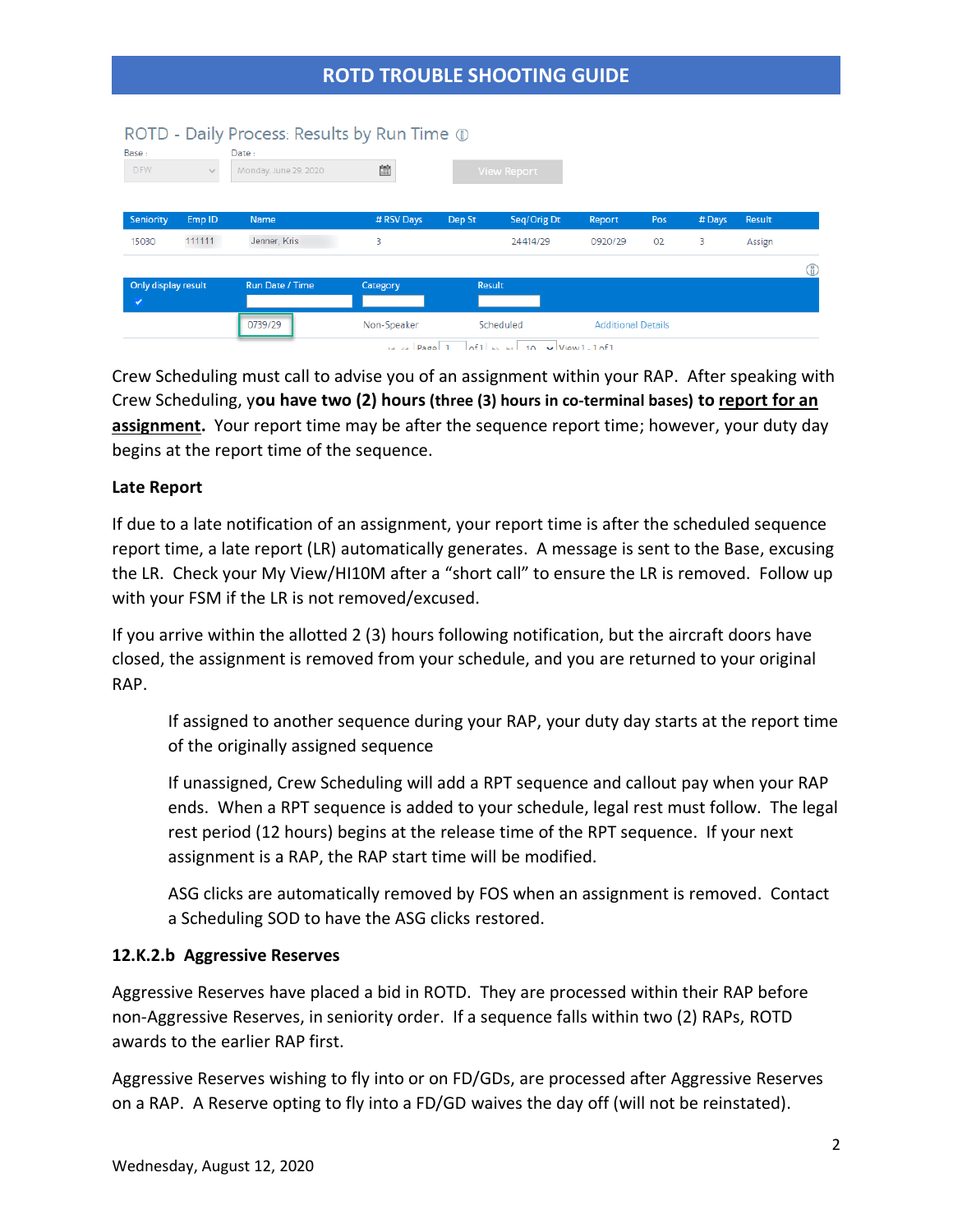ROTD - Daily Process: Results by Run Time

Base: DFW    Date: Monday, June 29, 2020    View Report

| Seniority | Emp ID | Name | # RSV Days | Dep St | Seq/Orig Dt | Report | Pos | # Days | Result |
|---|---|---|---|---|---|---|---|---|---|
| 15030 | 111111 | Jenner, Kris | 3 | | 24414/29 | 0920/29 | 02 | 3 | Assign |

| Only display result | Run Date / Time | Category | Result | |
|---|---|---|---|---|
| ✓ | | | | |
| | 0739/29 | Non-Speaker | Scheduled | Additional Details |

Crew Scheduling must call to advise you of an assignment within your RAP. After speaking with Crew Scheduling, y**ou have two (2) hours (three (3) hours in co-terminal bases) to report for an assignment.** Your report time may be after the sequence report time; however, your duty day begins at the report time of the sequence.

**Late Report**

If due to a late notification of an assignment, your report time is after the scheduled sequence report time, a late report (LR) automatically generates. A message is sent to the Base, excusing the LR. Check your My View/HI10M after a "short call" to ensure the LR is removed. Follow up with your FSM if the LR is not removed/excused.

If you arrive within the allotted 2 (3) hours following notification, but the aircraft doors have closed, the assignment is removed from your schedule, and you are returned to your original RAP.

> If assigned to another sequence during your RAP, your duty day starts at the report time of the originally assigned sequence
>
> If unassigned, Crew Scheduling will add a RPT sequence and callout pay when your RAP ends. When a RPT sequence is added to your schedule, legal rest must follow. The legal rest period (12 hours) begins at the release time of the RPT sequence. If your next assignment is a RAP, the RAP start time will be modified.
>
> ASG clicks are automatically removed by FOS when an assignment is removed. Contact a Scheduling SOD to have the ASG clicks restored.

**12.K.2.b Aggressive Reserves**

Aggressive Reserves have placed a bid in ROTD. They are processed within their RAP before non-Aggressive Reserves, in seniority order. If a sequence falls within two (2) RAPs, ROTD awards to the earlier RAP first.

Aggressive Reserves wishing to fly into or on FD/GDs, are processed after Aggressive Reserves on a RAP. A Reserve opting to fly into a FD/GD waives the day off (will not be reinstated).

Wednesday, August 12, 2020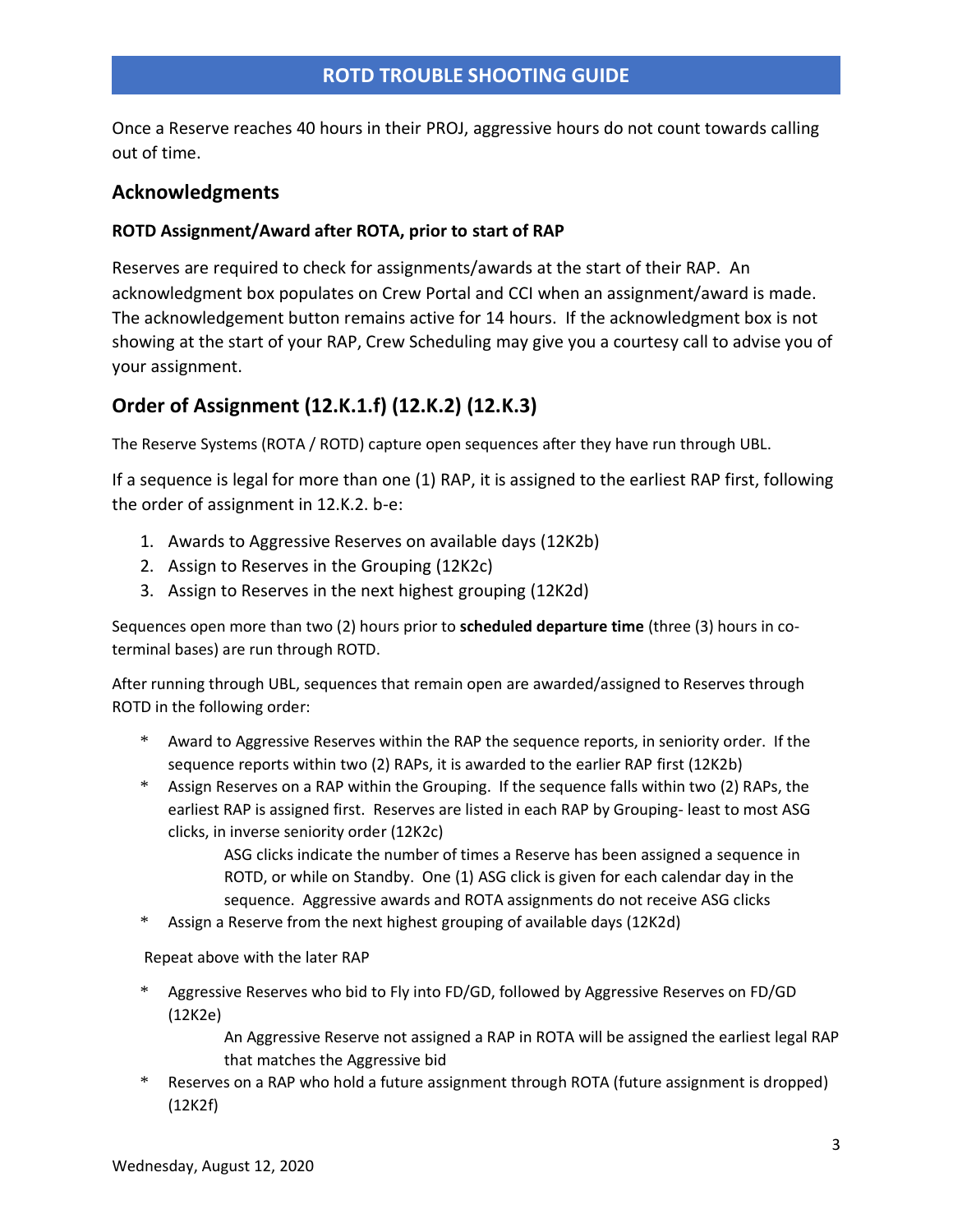Once a Reserve reaches 40 hours in their PROJ, aggressive hours do not count towards calling out of time.

## Acknowledgments

### ROTD Assignment/Award after ROTA, prior to start of RAP

Reserves are required to check for assignments/awards at the start of their RAP. An acknowledgment box populates on Crew Portal and CCI when an assignment/award is made. The acknowledgement button remains active for 14 hours. If the acknowledgment box is not showing at the start of your RAP, Crew Scheduling may give you a courtesy call to advise you of your assignment.

## Order of Assignment (12.K.1.f) (12.K.2) (12.K.3)

The Reserve Systems (ROTA / ROTD) capture open sequences after they have run through UBL.

If a sequence is legal for more than one (1) RAP, it is assigned to the earliest RAP first, following the order of assignment in 12.K.2. b-e:

1. Awards to Aggressive Reserves on available days (12K2b)
2. Assign to Reserves in the Grouping (12K2c)
3. Assign to Reserves in the next highest grouping (12K2d)

Sequences open more than two (2) hours prior to **scheduled departure time** (three (3) hours in co-terminal bases) are run through ROTD.

After running through UBL, sequences that remain open are awarded/assigned to Reserves through ROTD in the following order:

* Award to Aggressive Reserves within the RAP the sequence reports, in seniority order. If the sequence reports within two (2) RAPs, it is awarded to the earlier RAP first (12K2b)
* Assign Reserves on a RAP within the Grouping. If the sequence falls within two (2) RAPs, the earliest RAP is assigned first. Reserves are listed in each RAP by Grouping- least to most ASG clicks, in inverse seniority order (12K2c)

    ASG clicks indicate the number of times a Reserve has been assigned a sequence in ROTD, or while on Standby. One (1) ASG click is given for each calendar day in the sequence. Aggressive awards and ROTA assignments do not receive ASG clicks

* Assign a Reserve from the next highest grouping of available days (12K2d)

Repeat above with the later RAP

* Aggressive Reserves who bid to Fly into FD/GD, followed by Aggressive Reserves on FD/GD (12K2e)

    An Aggressive Reserve not assigned a RAP in ROTA will be assigned the earliest legal RAP that matches the Aggressive bid

* Reserves on a RAP who hold a future assignment through ROTA (future assignment is dropped) (12K2f)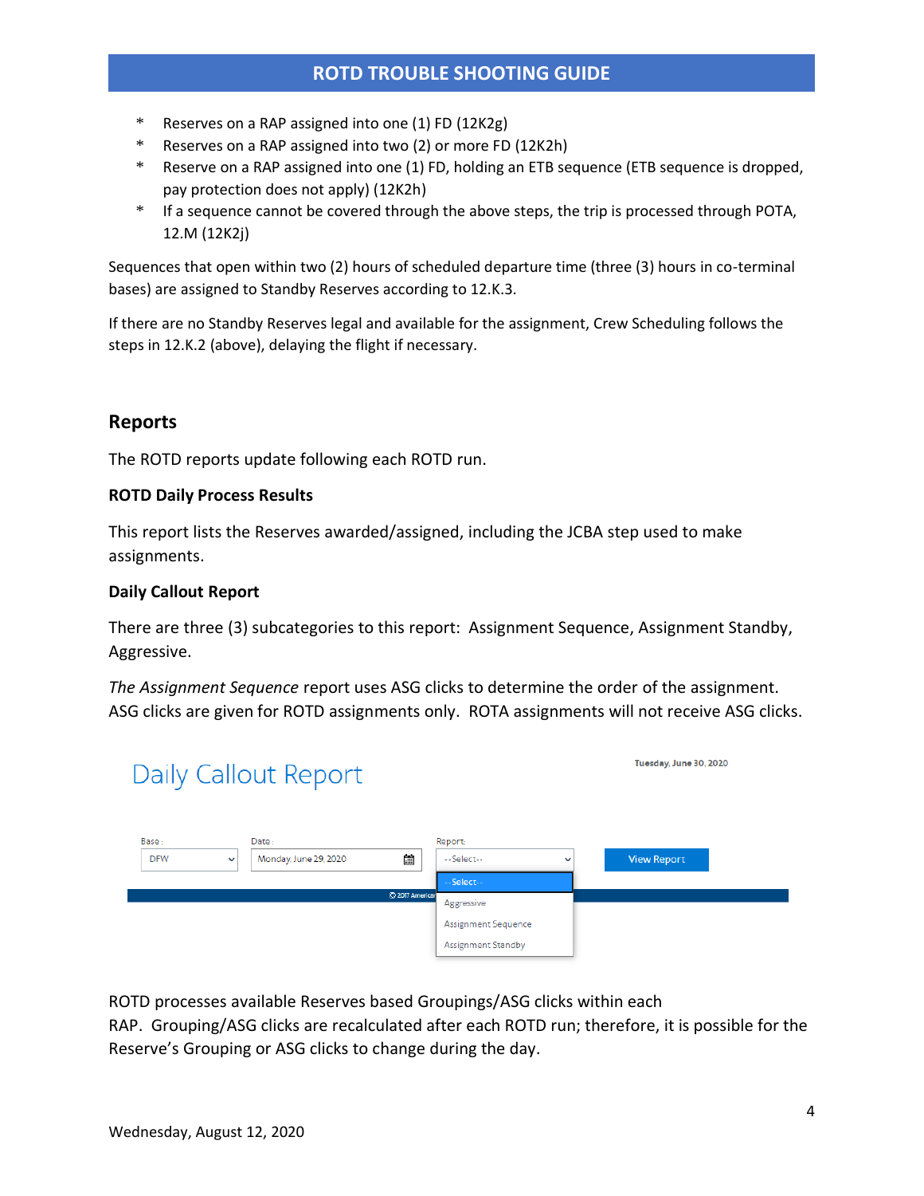* Reserves on a RAP assigned into one (1) FD (12K2g)
* Reserves on a RAP assigned into two (2) or more FD (12K2h)
* Reserve on a RAP assigned into one (1) FD, holding an ETB sequence (ETB sequence is dropped, pay protection does not apply) (12K2h)
* If a sequence cannot be covered through the above steps, the trip is processed through POTA, 12.M (12K2j)

Sequences that open within two (2) hours of scheduled departure time (three (3) hours in co-terminal bases) are assigned to Standby Reserves according to 12.K.3.

If there are no Standby Reserves legal and available for the assignment, Crew Scheduling follows the steps in 12.K.2 (above), delaying the flight if necessary.

## Reports

The ROTD reports update following each ROTD run.

**ROTD Daily Process Results**

This report lists the Reserves awarded/assigned, including the JCBA step used to make assignments.

**Daily Callout Report**

There are three (3) subcategories to this report: Assignment Sequence, Assignment Standby, Aggressive.

*The Assignment Sequence* report uses ASG clicks to determine the order of the assignment. ASG clicks are given for ROTD assignments only. ROTA assignments will not receive ASG clicks.

Daily Callout Report

Tuesday, June 30, 2020

Base: DFW
Date: Monday, June 29, 2020
Report: --Select--
View Report

--Select--
Aggressive
Assignment Sequence
Assignment Standby

© 2017 American

ROTD processes available Reserves based Groupings/ASG clicks within each RAP. Grouping/ASG clicks are recalculated after each ROTD run; therefore, it is possible for the Reserve's Grouping or ASG clicks to change during the day.

Wednesday, August 12, 2020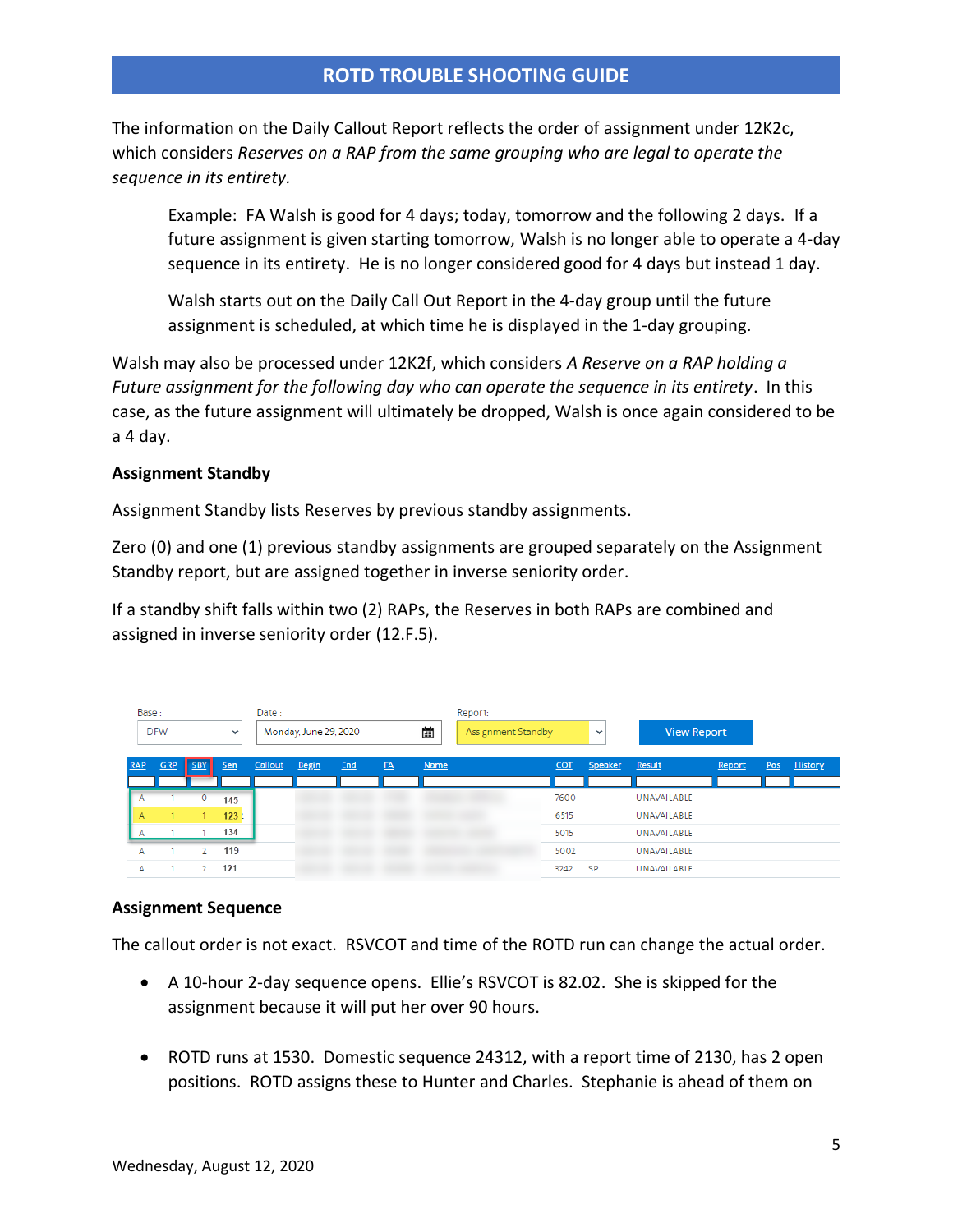The information on the Daily Callout Report reflects the order of assignment under 12K2c, which considers *Reserves on a RAP from the same grouping who are legal to operate the sequence in its entirety.*

> Example: FA Walsh is good for 4 days; today, tomorrow and the following 2 days. If a future assignment is given starting tomorrow, Walsh is no longer able to operate a 4-day sequence in its entirety. He is no longer considered good for 4 days but instead 1 day.
>
> Walsh starts out on the Daily Call Out Report in the 4-day group until the future assignment is scheduled, at which time he is displayed in the 1-day grouping.

Walsh may also be processed under 12K2f, which considers *A Reserve on a RAP holding a Future assignment for the following day who can operate the sequence in its entirety*. In this case, as the future assignment will ultimately be dropped, Walsh is once again considered to be a 4 day.

**Assignment Standby**

Assignment Standby lists Reserves by previous standby assignments.

Zero (0) and one (1) previous standby assignments are grouped separately on the Assignment Standby report, but are assigned together in inverse seniority order.

If a standby shift falls within two (2) RAPs, the Reserves in both RAPs are combined and assigned in inverse seniority order (12.F.5).

Base: DFW | Date: Monday, June 29, 2020 | Report: Assignment Standby | View Report

| RAP | GRP | SBY | Sen | Callout | Begin | End | FA | Name | COT | Speaker | Result | Report | Pos | History |
|---|---|---|---|---|---|---|---|---|---|---|---|---|---|---|
| A | 1 | 0 | 145 | | | | | | 7600 | | UNAVAILABLE | | | |
| A | 1 | 1 | 123 | | | | | | 6515 | | UNAVAILABLE | | | |
| A | 1 | 1 | 134 | | | | | | 5015 | | UNAVAILABLE | | | |
| A | 1 | 2 | 119 | | | | | | 5002 | | UNAVAILABLE | | | |
| A | 1 | 2 | 121 | | | | | | 3242 | SP | UNAVAILABLE | | | |

**Assignment Sequence**

The callout order is not exact. RSVCOT and time of the ROTD run can change the actual order.

- A 10-hour 2-day sequence opens. Ellie's RSVCOT is 82.02. She is skipped for the assignment because it will put her over 90 hours.

- ROTD runs at 1530. Domestic sequence 24312, with a report time of 2130, has 2 open positions. ROTD assigns these to Hunter and Charles. Stephanie is ahead of them on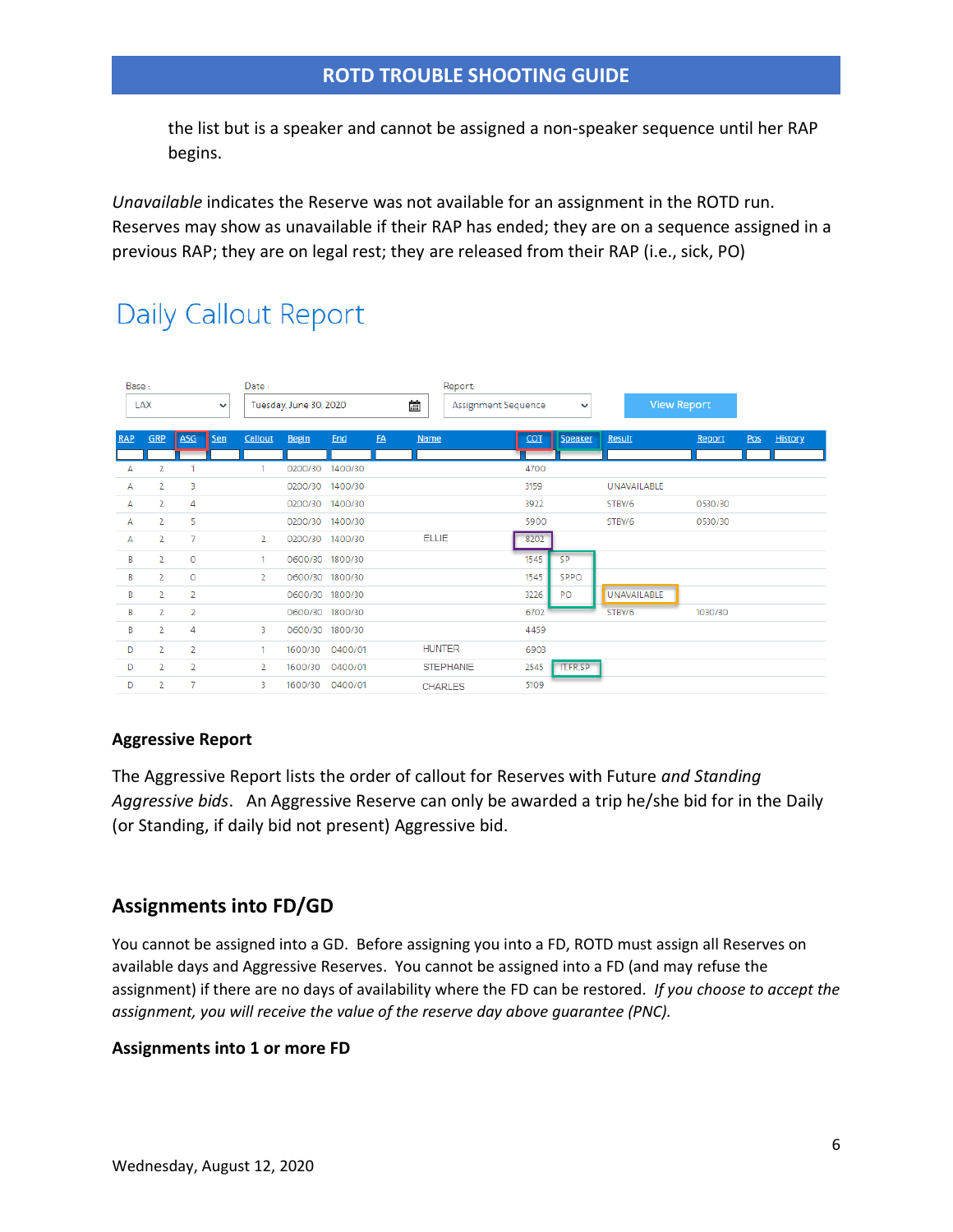the list but is a speaker and cannot be assigned a non-speaker sequence until her RAP begins.

*Unavailable* indicates the Reserve was not available for an assignment in the ROTD run. Reserves may show as unavailable if their RAP has ended; they are on a sequence assigned in a previous RAP; they are on legal rest; they are released from their RAP (i.e., sick, PO)

# Daily Callout Report

Base : LAX | Date : Tuesday, June 30, 2020 | Report: Assignment Sequence | View Report

| RAP | GRP | ASG | Sen | Callout | Begin | End | FA | Name | COT | Speaker | Result | Report | Pos | History |
|---|---|---|---|---|---|---|---|---|---|---|---|---|---|---|
| A | 2 | 1 | | 1 | 0200/30 | 1400/30 | | | 4700 | | | | | |
| A | 2 | 3 | | | 0200/30 | 1400/30 | | | 3159 | | UNAVAILABLE | | | |
| A | 2 | 4 | | | 0200/30 | 1400/30 | | | 3922 | | STBY/6 | 0530/30 | | |
| A | 2 | 5 | | | 0200/30 | 1400/30 | | | 5900 | | STBY/6 | 0530/30 | | |
| A | 2 | 7 | | 2 | 0200/30 | 1400/30 | | ELLIE | 8202 | | | | | |
| B | 2 | 0 | | 1 | 0600/30 | 1800/30 | | | 1545 | SP | | | | |
| B | 2 | 0 | | 2 | 0600/30 | 1800/30 | | | 1545 | SPPO | | | | |
| B | 2 | 2 | | | 0600/30 | 1800/30 | | | 3226 | PO | UNAVAILABLE | | | |
| B | 2 | 2 | | | 0600/30 | 1800/30 | | | 6702 | | STBY/6 | 1030/30 | | |
| B | 2 | 4 | | 3 | 0600/30 | 1800/30 | | | 4459 | | | | | |
| D | 2 | 2 | | 1 | 1600/30 | 0400/01 | | HUNTER | 6903 | | | | | |
| D | 2 | 2 | | 2 | 1600/30 | 0400/01 | | STEPHANIE | 2545 | IT.FR.SP | | | | |
| D | 2 | 7 | | 3 | 1600/30 | 0400/01 | | CHARLES | 5109 | | | | | |

### Aggressive Report

The Aggressive Report lists the order of callout for Reserves with Future *and Standing Aggressive bids*. An Aggressive Reserve can only be awarded a trip he/she bid for in the Daily (or Standing, if daily bid not present) Aggressive bid.

## Assignments into FD/GD

You cannot be assigned into a GD. Before assigning you into a FD, ROTD must assign all Reserves on available days and Aggressive Reserves. You cannot be assigned into a FD (and may refuse the assignment) if there are no days of availability where the FD can be restored. *If you choose to accept the assignment, you will receive the value of the reserve day above guarantee (PNC).*

### Assignments into 1 or more FD

Wednesday, August 12, 2020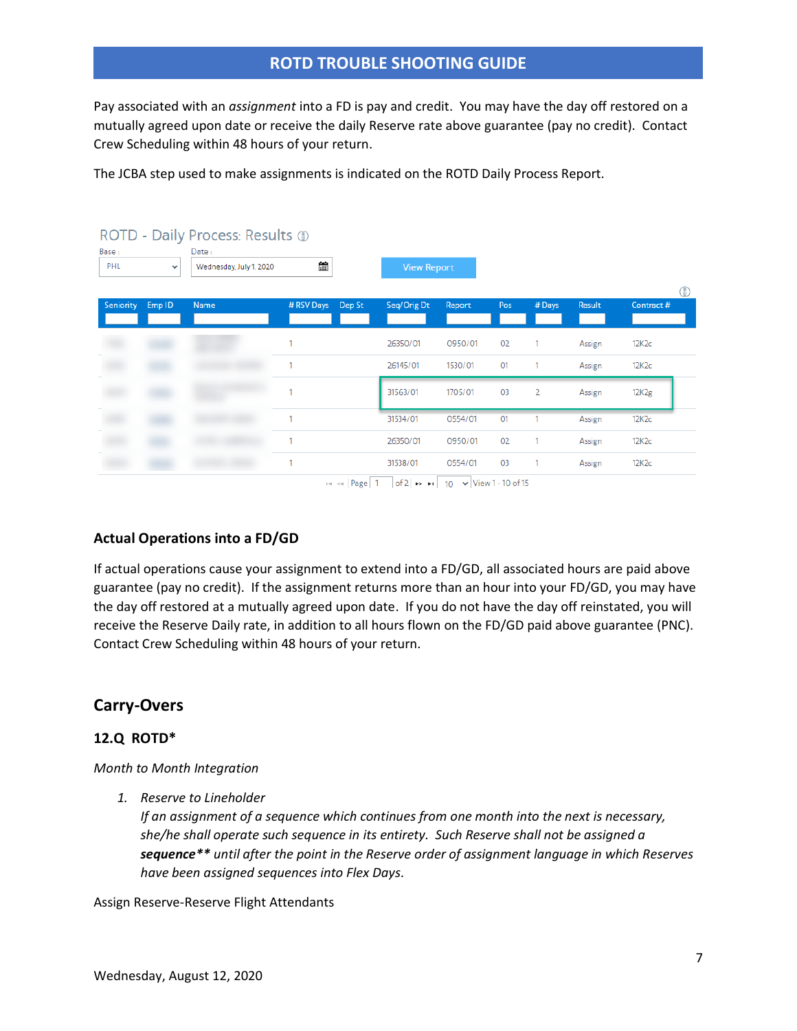## ROTD TROUBLE SHOOTING GUIDE

Pay associated with an *assignment* into a FD is pay and credit. You may have the day off restored on a mutually agreed upon date or receive the daily Reserve rate above guarantee (pay no credit). Contact Crew Scheduling within 48 hours of your return.

The JCBA step used to make assignments is indicated on the ROTD Daily Process Report.

ROTD - Daily Process: Results

Base: PHL Date: Wednesday, July 1, 2020 View Report

| Seniority | Emp ID | Name | # RSV Days | Dep St | Seq/Orig Dt | Report | Pos | # Days | Result | Contract # |
|---|---|---|---|---|---|---|---|---|---|---|
| | | | 1 | | 26350/01 | 0950/01 | 02 | 1 | Assign | 12K2c |
| | | | 1 | | 26145/01 | 1530/01 | 01 | 1 | Assign | 12K2c |
| | | | 1 | | 31563/01 | 1705/01 | 03 | 2 | Assign | 12K2g |
| | | | 1 | | 31534/01 | 0554/01 | 01 | 1 | Assign | 12K2c |
| | | | 1 | | 26350/01 | 0950/01 | 02 | 1 | Assign | 12K2c |
| | | | 1 | | 31538/01 | 0554/01 | 03 | 1 | Assign | 12K2c |

Page 1 of 2 | 10 | View 1 - 10 of 15

### Actual Operations into a FD/GD

If actual operations cause your assignment to extend into a FD/GD, all associated hours are paid above guarantee (pay no credit). If the assignment returns more than an hour into your FD/GD, you may have the day off restored at a mutually agreed upon date. If you do not have the day off reinstated, you will receive the Reserve Daily rate, in addition to all hours flown on the FD/GD paid above guarantee (PNC). Contact Crew Scheduling within 48 hours of your return.

## Carry-Overs

### 12.Q ROTD*

*Month to Month Integration*

1. *Reserve to Lineholder*
   *If an assignment of a sequence which continues from one month into the next is necessary, she/he shall operate such sequence in its entirety. Such Reserve shall not be assigned a* ***sequence**** *until after the point in the Reserve order of assignment language in which Reserves have been assigned sequences into Flex Days.*

Assign Reserve-Reserve Flight Attendants

Wednesday, August 12, 2020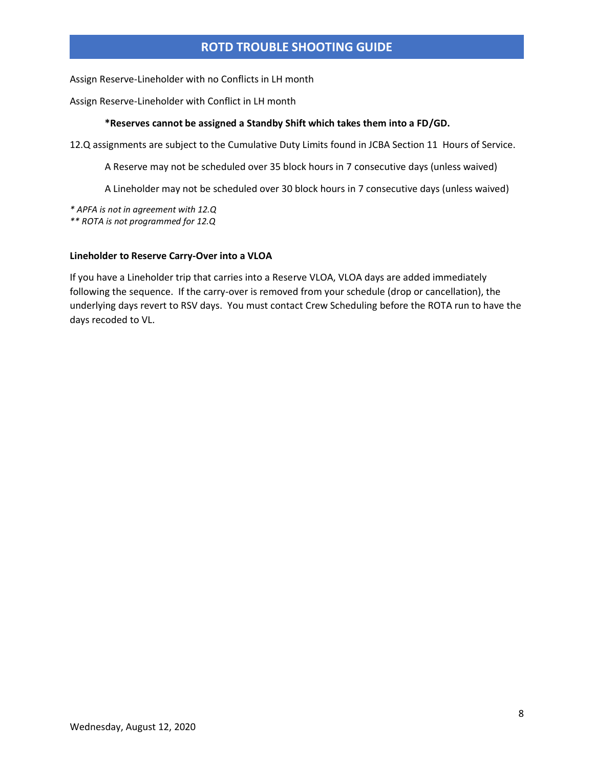Assign Reserve-Lineholder with no Conflicts in LH month

Assign Reserve-Lineholder with Conflict in LH month

**\*Reserves cannot be assigned a Standby Shift which takes them into a FD/GD.**

12.Q assignments are subject to the Cumulative Duty Limits found in JCBA Section 11 Hours of Service.

A Reserve may not be scheduled over 35 block hours in 7 consecutive days (unless waived)

A Lineholder may not be scheduled over 30 block hours in 7 consecutive days (unless waived)

*\* APFA is not in agreement with 12.Q*
*\*\* ROTA is not programmed for 12.Q*

**Lineholder to Reserve Carry-Over into a VLOA**

If you have a Lineholder trip that carries into a Reserve VLOA, VLOA days are added immediately following the sequence. If the carry-over is removed from your schedule (drop or cancellation), the underlying days revert to RSV days. You must contact Crew Scheduling before the ROTA run to have the days recoded to VL.